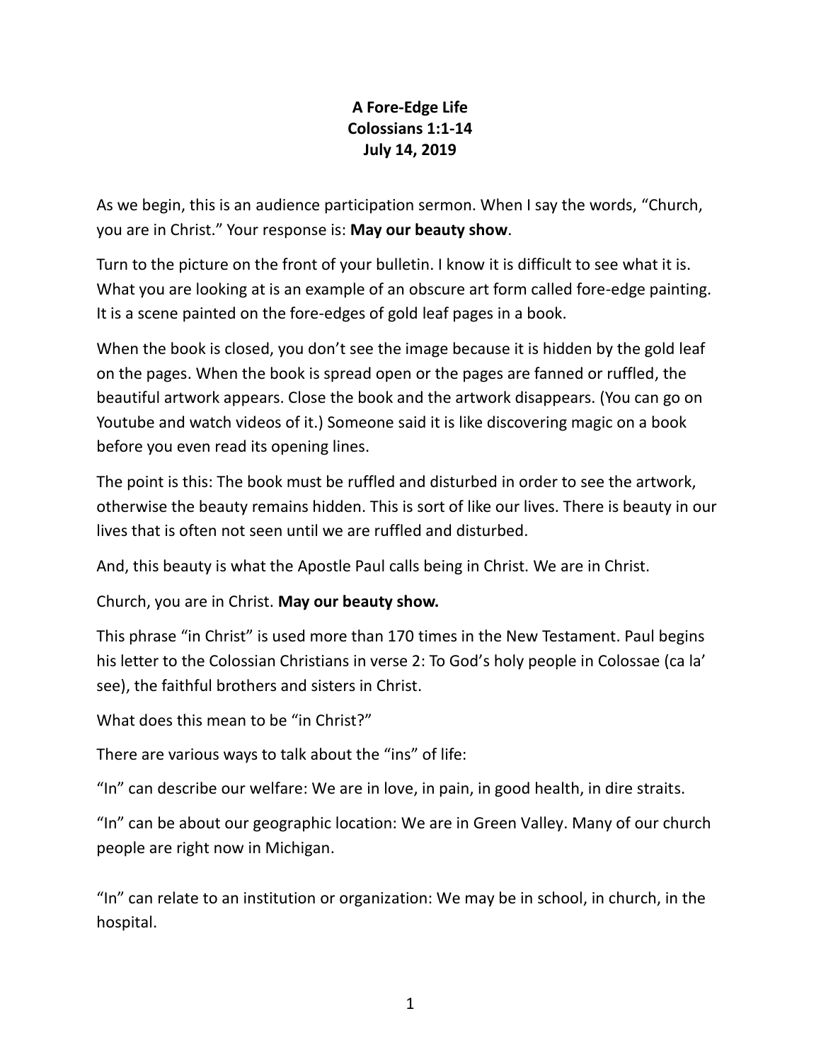# A Fore-Edge Life
## Colossians 1:1-14
## July 14, 2019

As we begin, this is an audience participation sermon. When I say the words, "Church, you are in Christ." Your response is: **May our beauty show**.

Turn to the picture on the front of your bulletin. I know it is difficult to see what it is. What you are looking at is an example of an obscure art form called fore-edge painting. It is a scene painted on the fore-edges of gold leaf pages in a book.

When the book is closed, you don't see the image because it is hidden by the gold leaf on the pages. When the book is spread open or the pages are fanned or ruffled, the beautiful artwork appears. Close the book and the artwork disappears. (You can go on Youtube and watch videos of it.) Someone said it is like discovering magic on a book before you even read its opening lines.

The point is this: The book must be ruffled and disturbed in order to see the artwork, otherwise the beauty remains hidden. This is sort of like our lives. There is beauty in our lives that is often not seen until we are ruffled and disturbed.

And, this beauty is what the Apostle Paul calls being in Christ. We are in Christ.

Church, you are in Christ. **May our beauty show.**

This phrase "in Christ" is used more than 170 times in the New Testament. Paul begins his letter to the Colossian Christians in verse 2: To God's holy people in Colossae (ca la' see), the faithful brothers and sisters in Christ.

What does this mean to be "in Christ?"

There are various ways to talk about the "ins" of life:

"In" can describe our welfare: We are in love, in pain, in good health, in dire straits.

"In" can be about our geographic location: We are in Green Valley. Many of our church people are right now in Michigan.

"In" can relate to an institution or organization: We may be in school, in church, in the hospital.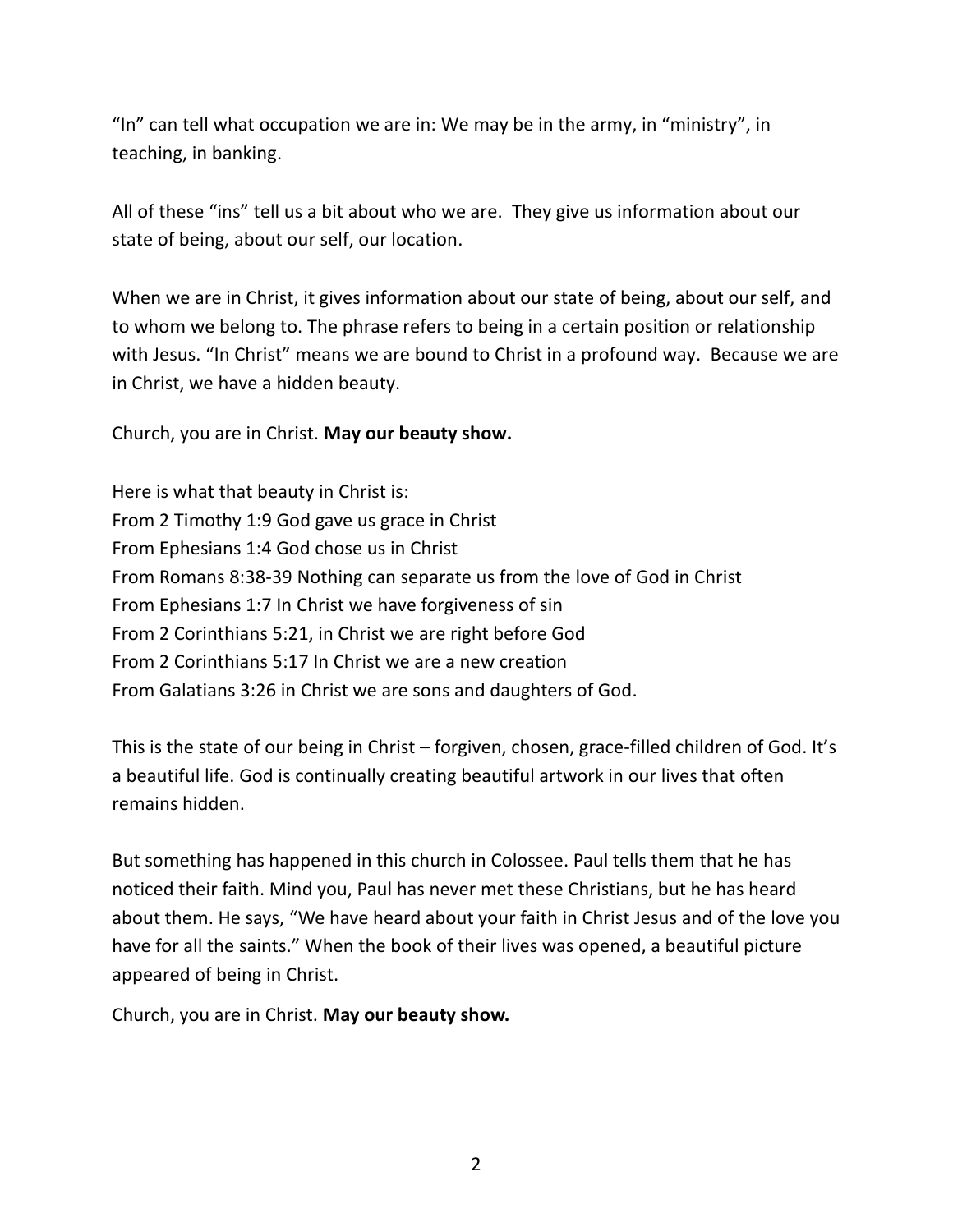"In" can tell what occupation we are in: We may be in the army, in "ministry", in teaching, in banking.

All of these "ins" tell us a bit about who we are. They give us information about our state of being, about our self, our location.

When we are in Christ, it gives information about our state of being, about our self, and to whom we belong to. The phrase refers to being in a certain position or relationship with Jesus. "In Christ" means we are bound to Christ in a profound way. Because we are in Christ, we have a hidden beauty.

Church, you are in Christ. **May our beauty show.**

Here is what that beauty in Christ is:
From 2 Timothy 1:9 God gave us grace in Christ
From Ephesians 1:4 God chose us in Christ
From Romans 8:38-39 Nothing can separate us from the love of God in Christ
From Ephesians 1:7 In Christ we have forgiveness of sin
From 2 Corinthians 5:21, in Christ we are right before God
From 2 Corinthians 5:17 In Christ we are a new creation
From Galatians 3:26 in Christ we are sons and daughters of God.

This is the state of our being in Christ – forgiven, chosen, grace-filled children of God. It's a beautiful life. God is continually creating beautiful artwork in our lives that often remains hidden.

But something has happened in this church in Colossee. Paul tells them that he has noticed their faith. Mind you, Paul has never met these Christians, but he has heard about them. He says, "We have heard about your faith in Christ Jesus and of the love you have for all the saints." When the book of their lives was opened, a beautiful picture appeared of being in Christ.

Church, you are in Christ. **May our beauty show.**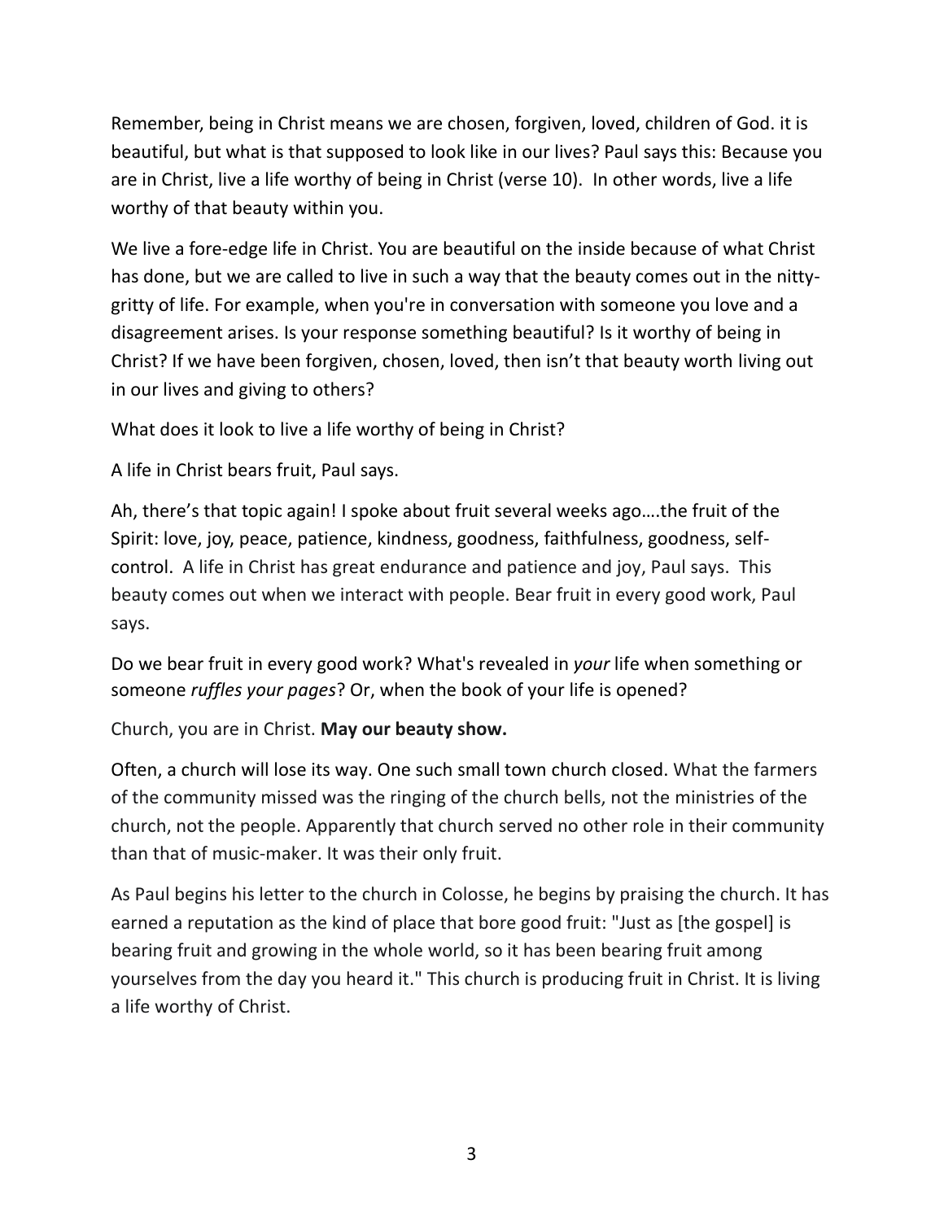Remember, being in Christ means we are chosen, forgiven, loved, children of God. it is beautiful, but what is that supposed to look like in our lives? Paul says this: Because you are in Christ, live a life worthy of being in Christ (verse 10). In other words, live a life worthy of that beauty within you.

We live a fore-edge life in Christ. You are beautiful on the inside because of what Christ has done, but we are called to live in such a way that the beauty comes out in the nitty-gritty of life. For example, when you're in conversation with someone you love and a disagreement arises. Is your response something beautiful? Is it worthy of being in Christ? If we have been forgiven, chosen, loved, then isn't that beauty worth living out in our lives and giving to others?

What does it look to live a life worthy of being in Christ?

A life in Christ bears fruit, Paul says.

Ah, there's that topic again! I spoke about fruit several weeks ago….the fruit of the Spirit: love, joy, peace, patience, kindness, goodness, faithfulness, goodness, self-control. A life in Christ has great endurance and patience and joy, Paul says. This beauty comes out when we interact with people. Bear fruit in every good work, Paul says.

Do we bear fruit in every good work? What's revealed in *your* life when something or someone *ruffles your pages*? Or, when the book of your life is opened?

Church, you are in Christ. **May our beauty show.**

Often, a church will lose its way. One such small town church closed. What the farmers of the community missed was the ringing of the church bells, not the ministries of the church, not the people. Apparently that church served no other role in their community than that of music-maker. It was their only fruit.

As Paul begins his letter to the church in Colosse, he begins by praising the church. It has earned a reputation as the kind of place that bore good fruit: "Just as [the gospel] is bearing fruit and growing in the whole world, so it has been bearing fruit among yourselves from the day you heard it." This church is producing fruit in Christ. It is living a life worthy of Christ.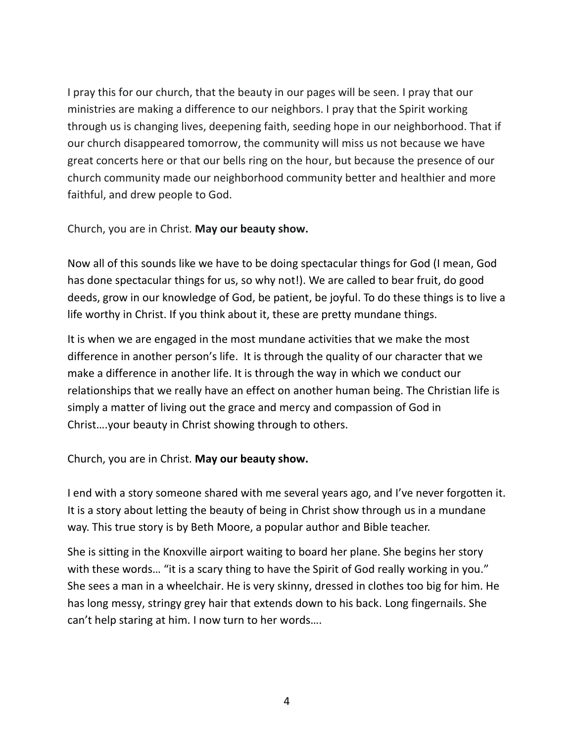I pray this for our church, that the beauty in our pages will be seen. I pray that our ministries are making a difference to our neighbors. I pray that the Spirit working through us is changing lives, deepening faith, seeding hope in our neighborhood. That if our church disappeared tomorrow, the community will miss us not because we have great concerts here or that our bells ring on the hour, but because the presence of our church community made our neighborhood community better and healthier and more faithful, and drew people to God.

Church, you are in Christ. **May our beauty show.**

Now all of this sounds like we have to be doing spectacular things for God (I mean, God has done spectacular things for us, so why not!). We are called to bear fruit, do good deeds, grow in our knowledge of God, be patient, be joyful. To do these things is to live a life worthy in Christ. If you think about it, these are pretty mundane things.

It is when we are engaged in the most mundane activities that we make the most difference in another person's life. It is through the quality of our character that we make a difference in another life. It is through the way in which we conduct our relationships that we really have an effect on another human being. The Christian life is simply a matter of living out the grace and mercy and compassion of God in Christ….your beauty in Christ showing through to others.

Church, you are in Christ. **May our beauty show.**

I end with a story someone shared with me several years ago, and I've never forgotten it. It is a story about letting the beauty of being in Christ show through us in a mundane way. This true story is by Beth Moore, a popular author and Bible teacher.

She is sitting in the Knoxville airport waiting to board her plane. She begins her story with these words… "it is a scary thing to have the Spirit of God really working in you." She sees a man in a wheelchair. He is very skinny, dressed in clothes too big for him. He has long messy, stringy grey hair that extends down to his back. Long fingernails. She can't help staring at him. I now turn to her words….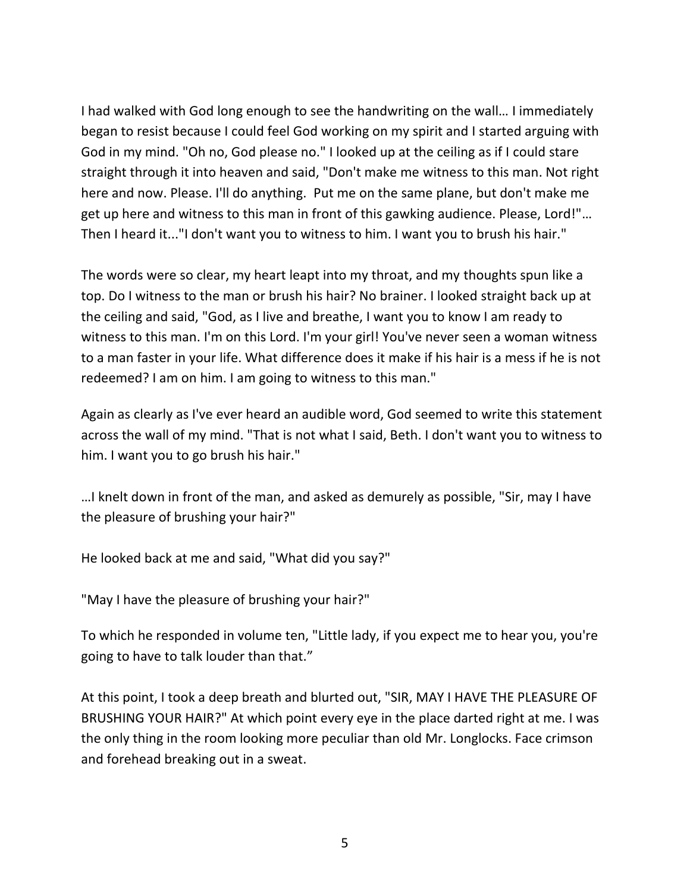I had walked with God long enough to see the handwriting on the wall… I immediately began to resist because I could feel God working on my spirit and I started arguing with God in my mind. "Oh no, God please no." I looked up at the ceiling as if I could stare straight through it into heaven and said, "Don't make me witness to this man. Not right here and now. Please. I'll do anything.  Put me on the same plane, but don't make me get up here and witness to this man in front of this gawking audience. Please, Lord!"… Then I heard it..."I don't want you to witness to him. I want you to brush his hair."

The words were so clear, my heart leapt into my throat, and my thoughts spun like a top. Do I witness to the man or brush his hair? No brainer. I looked straight back up at the ceiling and said, "God, as I live and breathe, I want you to know I am ready to witness to this man. I'm on this Lord. I'm your girl! You've never seen a woman witness to a man faster in your life. What difference does it make if his hair is a mess if he is not redeemed? I am on him. I am going to witness to this man."

Again as clearly as I've ever heard an audible word, God seemed to write this statement across the wall of my mind. "That is not what I said, Beth. I don't want you to witness to him. I want you to go brush his hair."

…I knelt down in front of the man, and asked as demurely as possible, "Sir, may I have the pleasure of brushing your hair?"

He looked back at me and said, "What did you say?"

"May I have the pleasure of brushing your hair?"

To which he responded in volume ten, "Little lady, if you expect me to hear you, you're going to have to talk louder than that."

At this point, I took a deep breath and blurted out, "SIR, MAY I HAVE THE PLEASURE OF BRUSHING YOUR HAIR?" At which point every eye in the place darted right at me. I was the only thing in the room looking more peculiar than old Mr. Longlocks. Face crimson and forehead breaking out in a sweat.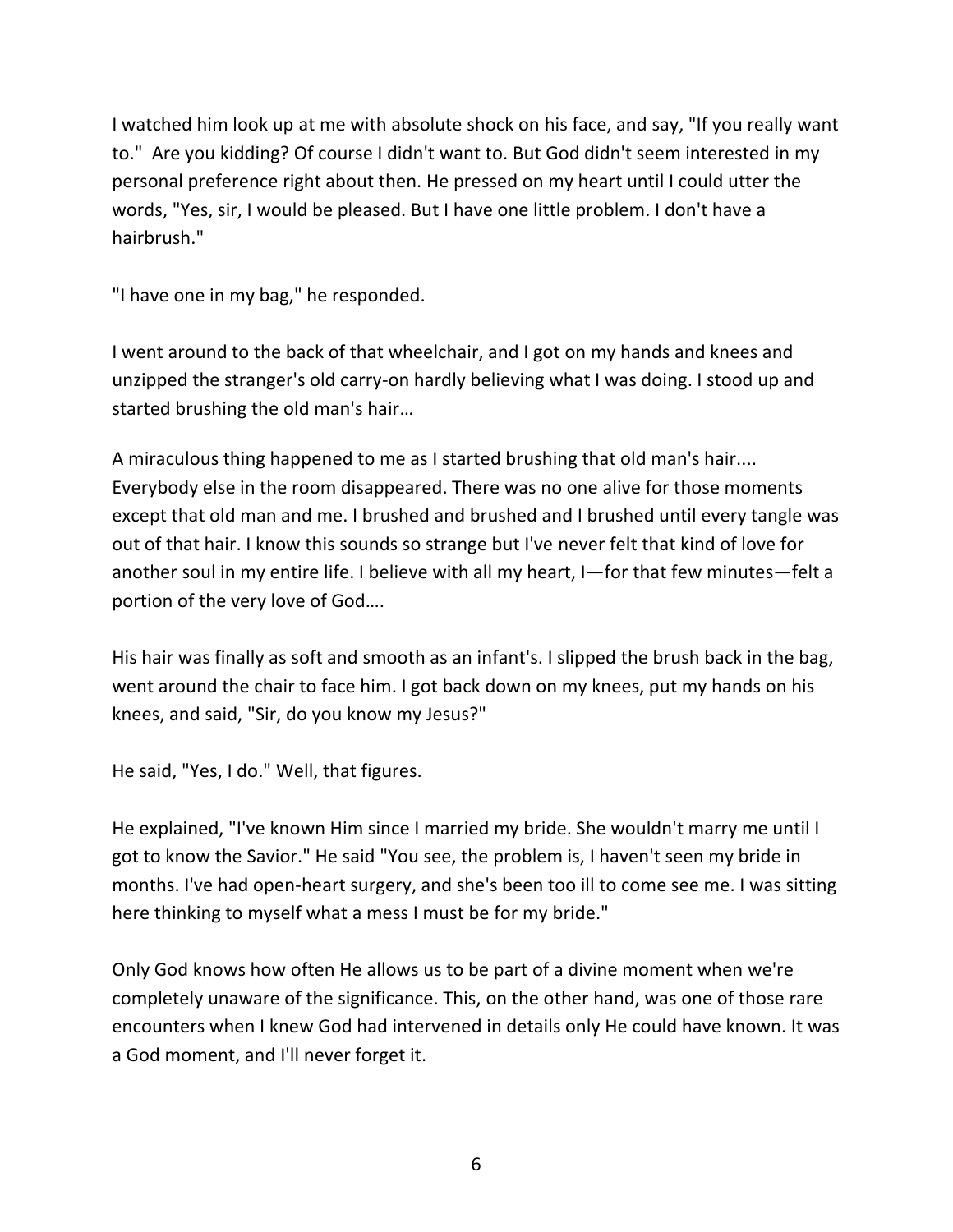I watched him look up at me with absolute shock on his face, and say, "If you really want to."  Are you kidding? Of course I didn't want to. But God didn't seem interested in my personal preference right about then. He pressed on my heart until I could utter the words, "Yes, sir, I would be pleased. But I have one little problem. I don't have a hairbrush."

"I have one in my bag," he responded.

I went around to the back of that wheelchair, and I got on my hands and knees and unzipped the stranger's old carry-on hardly believing what I was doing. I stood up and started brushing the old man's hair…

A miraculous thing happened to me as I started brushing that old man's hair.... Everybody else in the room disappeared. There was no one alive for those moments except that old man and me. I brushed and brushed and I brushed until every tangle was out of that hair. I know this sounds so strange but I've never felt that kind of love for another soul in my entire life. I believe with all my heart, I—for that few minutes—felt a portion of the very love of God….

His hair was finally as soft and smooth as an infant's. I slipped the brush back in the bag, went around the chair to face him. I got back down on my knees, put my hands on his knees, and said, "Sir, do you know my Jesus?"

He said, "Yes, I do." Well, that figures.

He explained, "I've known Him since I married my bride. She wouldn't marry me until I got to know the Savior." He said "You see, the problem is, I haven't seen my bride in months. I've had open-heart surgery, and she's been too ill to come see me. I was sitting here thinking to myself what a mess I must be for my bride."

Only God knows how often He allows us to be part of a divine moment when we're completely unaware of the significance. This, on the other hand, was one of those rare encounters when I knew God had intervened in details only He could have known. It was a God moment, and I'll never forget it.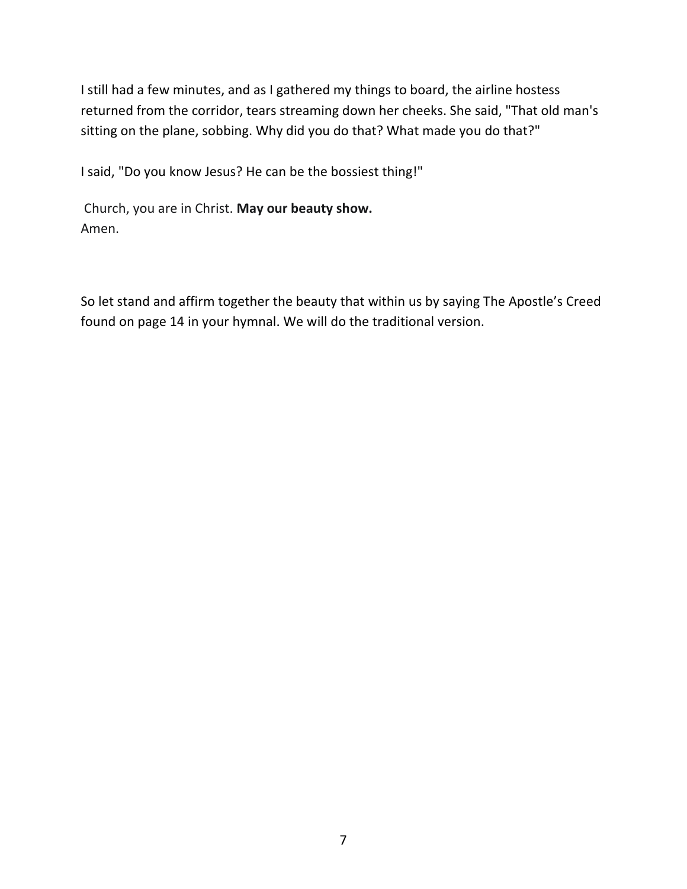I still had a few minutes, and as I gathered my things to board, the airline hostess returned from the corridor, tears streaming down her cheeks. She said, "That old man's sitting on the plane, sobbing. Why did you do that? What made you do that?"

I said, "Do you know Jesus? He can be the bossiest thing!"

Church, you are in Christ. **May our beauty show.**
Amen.

So let stand and affirm together the beauty that within us by saying The Apostle's Creed found on page 14 in your hymnal. We will do the traditional version.